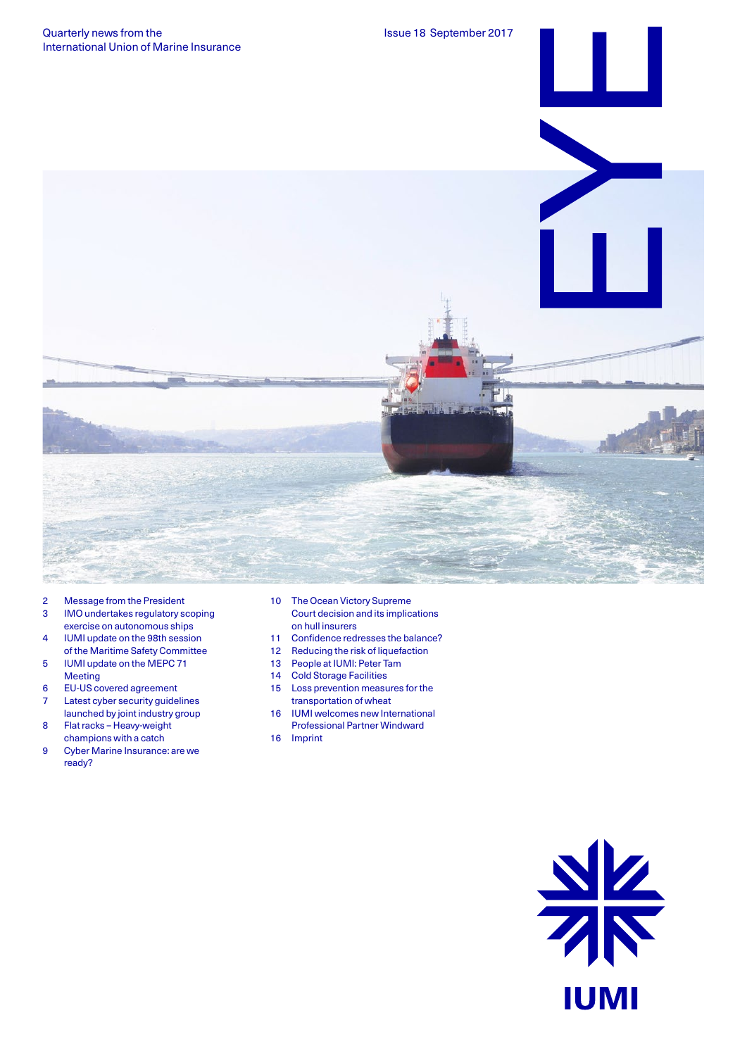Quarterly news from the International Union of Marine Insurance

Issue 18 September 2017

# EYE

- 2 Message from the President
- 3 IMO undertakes regulatory scoping exercise on autonomous ships
- 4 IUMI update on the 98th session of the Maritime Safety Committee
- 5 IUMI update on the MEPC 71 Meeting
- 6 EU-US covered agreement
- 7 Latest cyber security guidelines launched by joint industry group
- 8 Flat racks – Heavy-weight champions with a catch
- 9 Cyber Marine Insurance: are we ready?
- 10 The Ocean Victory Supreme Court decision and its implications on hull insurers
- 11 Confidence redresses the balance?
- 12 Reducing the risk of liquefaction
- 13 People at IUMI: Peter Tam
- 14 Cold Storage Facilities
- 15 Loss prevention measures for the transportation of wheat
- 16 IUMI welcomes new International Professional Partner Windward
- 16 Imprint

IUMI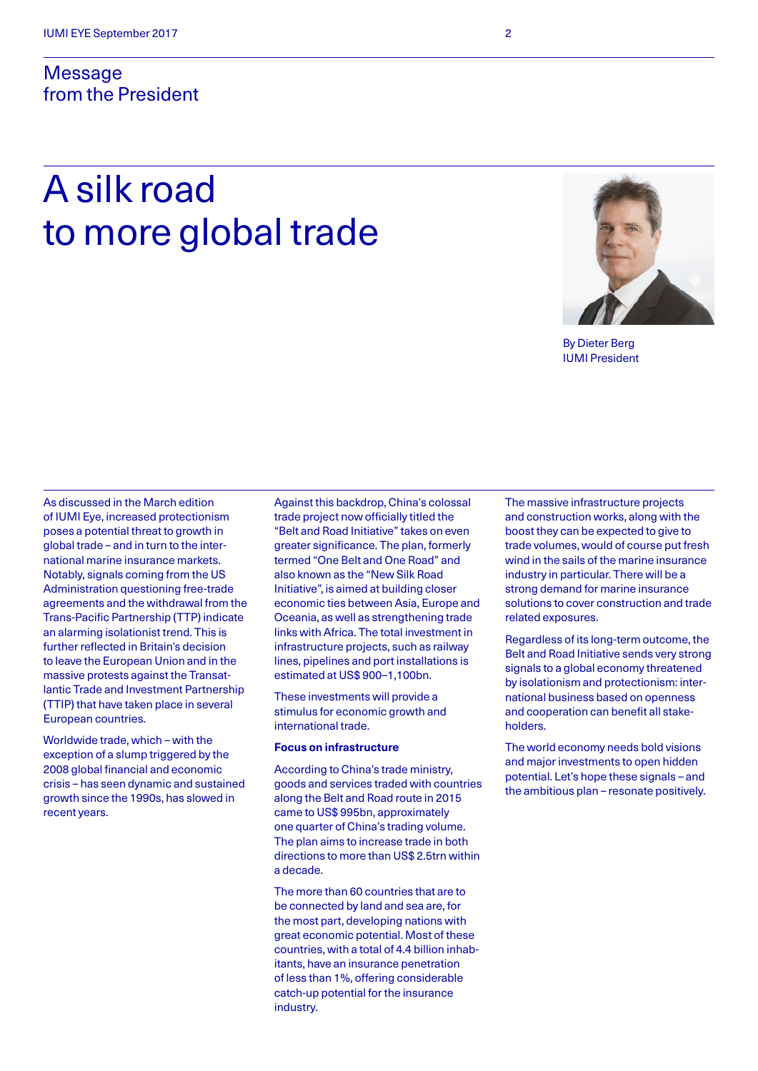## Message from the President

# A silk road to more global trade

By Dieter Berg
IUMI President

As discussed in the March edition of IUMI Eye, increased protectionism poses a potential threat to growth in global trade – and in turn to the international marine insurance markets. Notably, signals coming from the US Administration questioning free-trade agreements and the withdrawal from the Trans-Pacific Partnership (TTP) indicate an alarming isolationist trend. This is further reflected in Britain's decision to leave the European Union and in the massive protests against the Transatlantic Trade and Investment Partnership (TTIP) that have taken place in several European countries.

Worldwide trade, which – with the exception of a slump triggered by the 2008 global financial and economic crisis – has seen dynamic and sustained growth since the 1990s, has slowed in recent years.

Against this backdrop, China's colossal trade project now officially titled the "Belt and Road Initiative" takes on even greater significance. The plan, formerly termed "One Belt and One Road" and also known as the "New Silk Road Initiative", is aimed at building closer economic ties between Asia, Europe and Oceania, as well as strengthening trade links with Africa. The total investment in infrastructure projects, such as railway lines, pipelines and port installations is estimated at US$ 900–1,100bn.

These investments will provide a stimulus for economic growth and international trade.

**Focus on infrastructure**

According to China's trade ministry, goods and services traded with countries along the Belt and Road route in 2015 came to US$ 995bn, approximately one quarter of China's trading volume. The plan aims to increase trade in both directions to more than US$ 2.5trn within a decade.

The more than 60 countries that are to be connected by land and sea are, for the most part, developing nations with great economic potential. Most of these countries, with a total of 4.4 billion inhabitants, have an insurance penetration of less than 1%, offering considerable catch-up potential for the insurance industry.

The massive infrastructure projects and construction works, along with the boost they can be expected to give to trade volumes, would of course put fresh wind in the sails of the marine insurance industry in particular. There will be a strong demand for marine insurance solutions to cover construction and trade related exposures.

Regardless of its long-term outcome, the Belt and Road Initiative sends very strong signals to a global economy threatened by isolationism and protectionism: international business based on openness and cooperation can benefit all stakeholders.

The world economy needs bold visions and major investments to open hidden potential. Let's hope these signals – and the ambitious plan – resonate positively.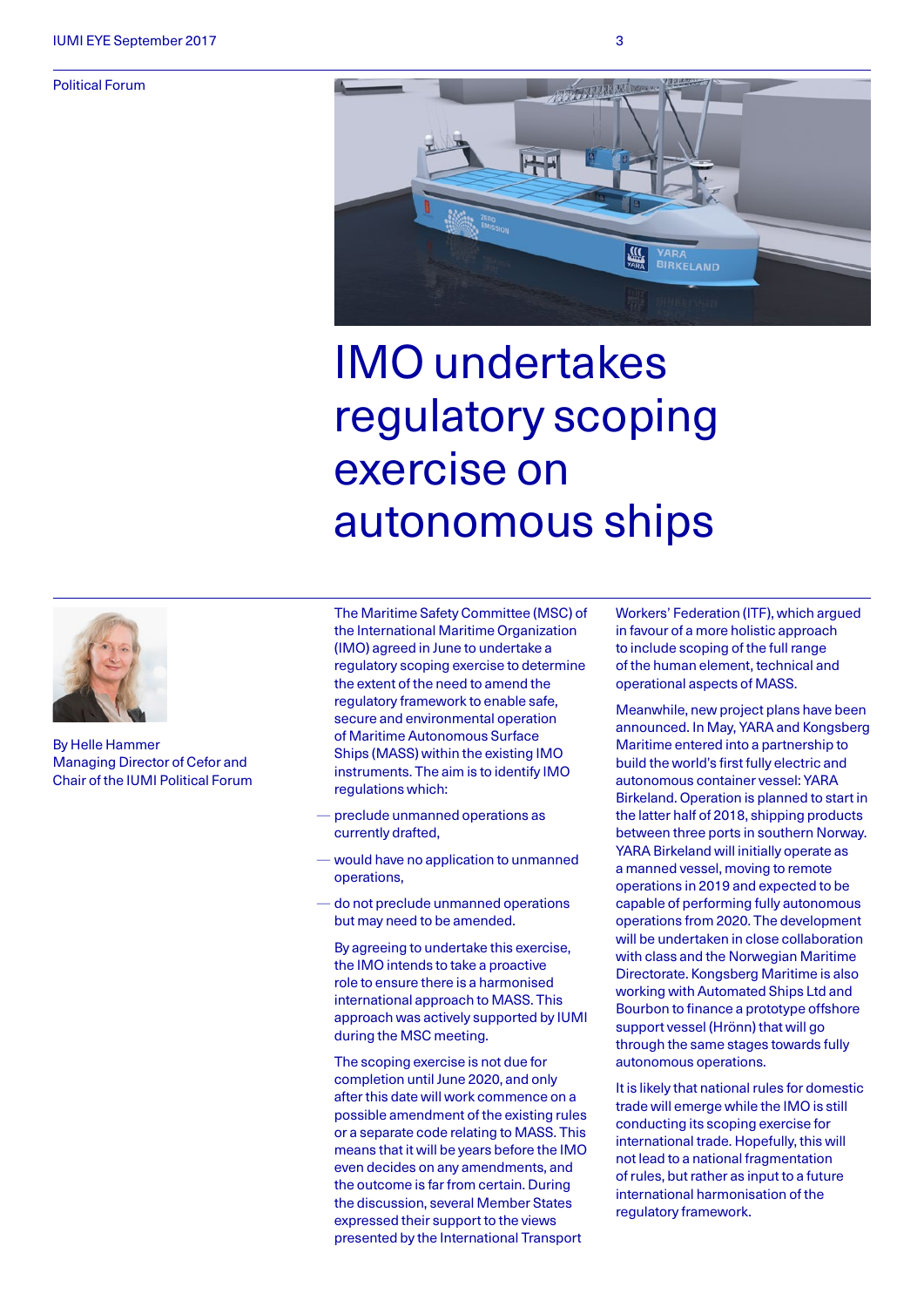Political Forum

# IMO undertakes regulatory scoping exercise on autonomous ships

By Helle Hammer
Managing Director of Cefor and Chair of the IUMI Political Forum

The Maritime Safety Committee (MSC) of the International Maritime Organization (IMO) agreed in June to undertake a regulatory scoping exercise to determine the extent of the need to amend the regulatory framework to enable safe, secure and environmental operation of Maritime Autonomous Surface Ships (MASS) within the existing IMO instruments. The aim is to identify IMO regulations which:

- preclude unmanned operations as currently drafted,
- would have no application to unmanned operations,
- do not preclude unmanned operations but may need to be amended.

By agreeing to undertake this exercise, the IMO intends to take a proactive role to ensure there is a harmonised international approach to MASS. This approach was actively supported by IUMI during the MSC meeting.

The scoping exercise is not due for completion until June 2020, and only after this date will work commence on a possible amendment of the existing rules or a separate code relating to MASS. This means that it will be years before the IMO even decides on any amendments, and the outcome is far from certain. During the discussion, several Member States expressed their support to the views presented by the International Transport Workers' Federation (ITF), which argued in favour of a more holistic approach to include scoping of the full range of the human element, technical and operational aspects of MASS.

Meanwhile, new project plans have been announced. In May, YARA and Kongsberg Maritime entered into a partnership to build the world's first fully electric and autonomous container vessel: YARA Birkeland. Operation is planned to start in the latter half of 2018, shipping products between three ports in southern Norway. YARA Birkeland will initially operate as a manned vessel, moving to remote operations in 2019 and expected to be capable of performing fully autonomous operations from 2020. The development will be undertaken in close collaboration with class and the Norwegian Maritime Directorate. Kongsberg Maritime is also working with Automated Ships Ltd and Bourbon to finance a prototype offshore support vessel (Hrönn) that will go through the same stages towards fully autonomous operations.

It is likely that national rules for domestic trade will emerge while the IMO is still conducting its scoping exercise for international trade. Hopefully, this will not lead to a national fragmentation of rules, but rather as input to a future international harmonisation of the regulatory framework.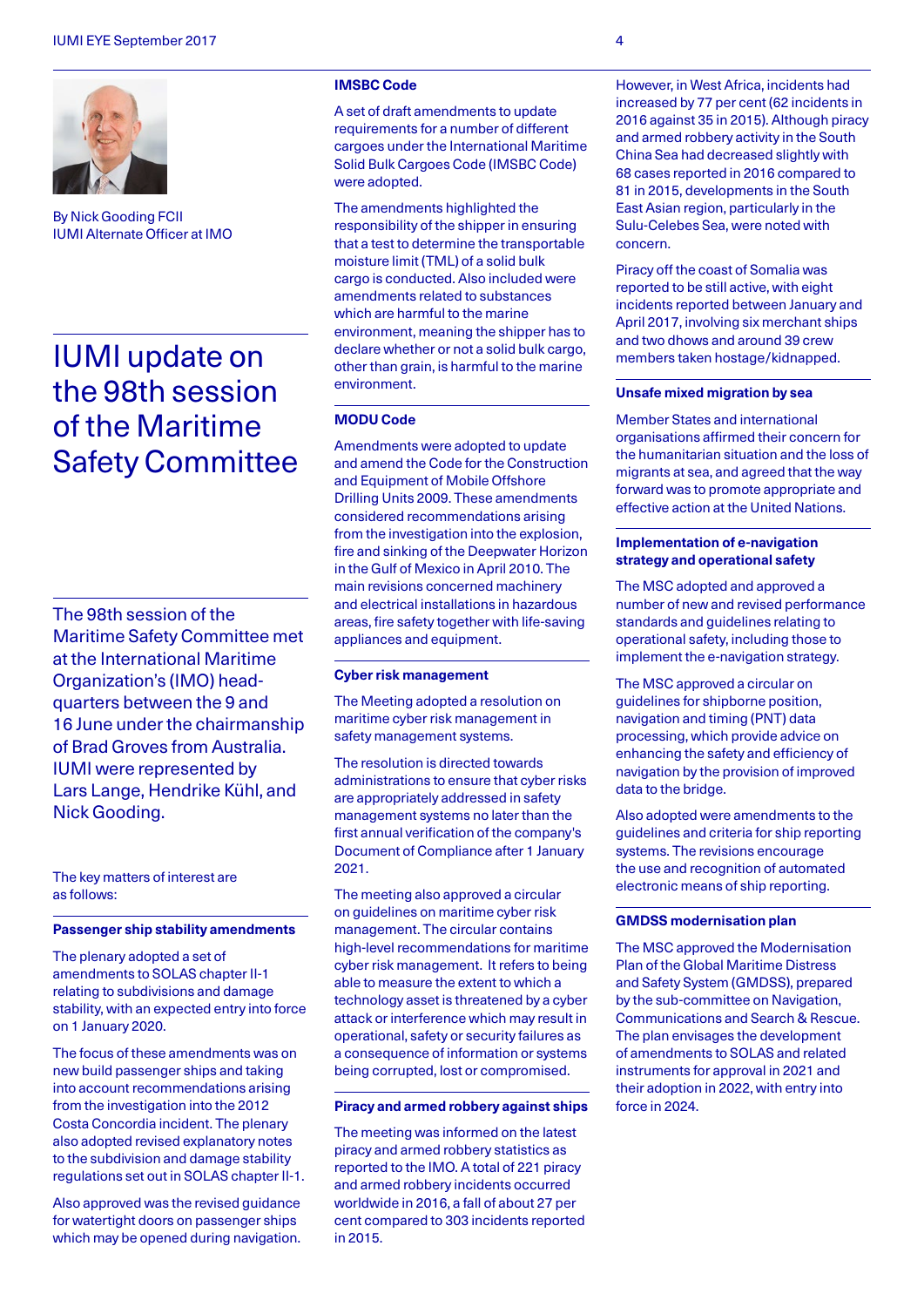By Nick Gooding FCII
IUMI Alternate Officer at IMO

# IUMI update on the 98th session of the Maritime Safety Committee

The 98th session of the Maritime Safety Committee met at the International Maritime Organization's (IMO) head-quarters between the 9 and 16 June under the chairmanship of Brad Groves from Australia. IUMI were represented by Lars Lange, Hendrike Kühl, and Nick Gooding.

The key matters of interest are as follows:

### Passenger ship stability amendments

The plenary adopted a set of amendments to SOLAS chapter II-1 relating to subdivisions and damage stability, with an expected entry into force on 1 January 2020.

The focus of these amendments was on new build passenger ships and taking into account recommendations arising from the investigation into the 2012 Costa Concordia incident. The plenary also adopted revised explanatory notes to the subdivision and damage stability regulations set out in SOLAS chapter II-1.

Also approved was the revised guidance for watertight doors on passenger ships which may be opened during navigation.

### IMSBC Code

A set of draft amendments to update requirements for a number of different cargoes under the International Maritime Solid Bulk Cargoes Code (IMSBC Code) were adopted.

The amendments highlighted the responsibility of the shipper in ensuring that a test to determine the transportable moisture limit (TML) of a solid bulk cargo is conducted. Also included were amendments related to substances which are harmful to the marine environment, meaning the shipper has to declare whether or not a solid bulk cargo, other than grain, is harmful to the marine environment.

### MODU Code

Amendments were adopted to update and amend the Code for the Construction and Equipment of Mobile Offshore Drilling Units 2009. These amendments considered recommendations arising from the investigation into the explosion, fire and sinking of the Deepwater Horizon in the Gulf of Mexico in April 2010. The main revisions concerned machinery and electrical installations in hazardous areas, fire safety together with life-saving appliances and equipment.

### Cyber risk management

The Meeting adopted a resolution on maritime cyber risk management in safety management systems.

The resolution is directed towards administrations to ensure that cyber risks are appropriately addressed in safety management systems no later than the first annual verification of the company's Document of Compliance after 1 January 2021.

The meeting also approved a circular on guidelines on maritime cyber risk management. The circular contains high-level recommendations for maritime cyber risk management. It refers to being able to measure the extent to which a technology asset is threatened by a cyber attack or interference which may result in operational, safety or security failures as a consequence of information or systems being corrupted, lost or compromised.

### Piracy and armed robbery against ships

The meeting was informed on the latest piracy and armed robbery statistics as reported to the IMO. A total of 221 piracy and armed robbery incidents occurred worldwide in 2016, a fall of about 27 per cent compared to 303 incidents reported in 2015.

However, in West Africa, incidents had increased by 77 per cent (62 incidents in 2016 against 35 in 2015). Although piracy and armed robbery activity in the South China Sea had decreased slightly with 68 cases reported in 2016 compared to 81 in 2015, developments in the South East Asian region, particularly in the Sulu-Celebes Sea, were noted with concern.

Piracy off the coast of Somalia was reported to be still active, with eight incidents reported between January and April 2017, involving six merchant ships and two dhows and around 39 crew members taken hostage/kidnapped.

### Unsafe mixed migration by sea

Member States and international organisations affirmed their concern for the humanitarian situation and the loss of migrants at sea, and agreed that the way forward was to promote appropriate and effective action at the United Nations.

### Implementation of e-navigation strategy and operational safety

The MSC adopted and approved a number of new and revised performance standards and guidelines relating to operational safety, including those to implement the e-navigation strategy.

The MSC approved a circular on guidelines for shipborne position, navigation and timing (PNT) data processing, which provide advice on enhancing the safety and efficiency of navigation by the provision of improved data to the bridge.

Also adopted were amendments to the guidelines and criteria for ship reporting systems. The revisions encourage the use and recognition of automated electronic means of ship reporting.

### GMDSS modernisation plan

The MSC approved the Modernisation Plan of the Global Maritime Distress and Safety System (GMDSS), prepared by the sub-committee on Navigation, Communications and Search & Rescue. The plan envisages the development of amendments to SOLAS and related instruments for approval in 2021 and their adoption in 2022, with entry into force in 2024.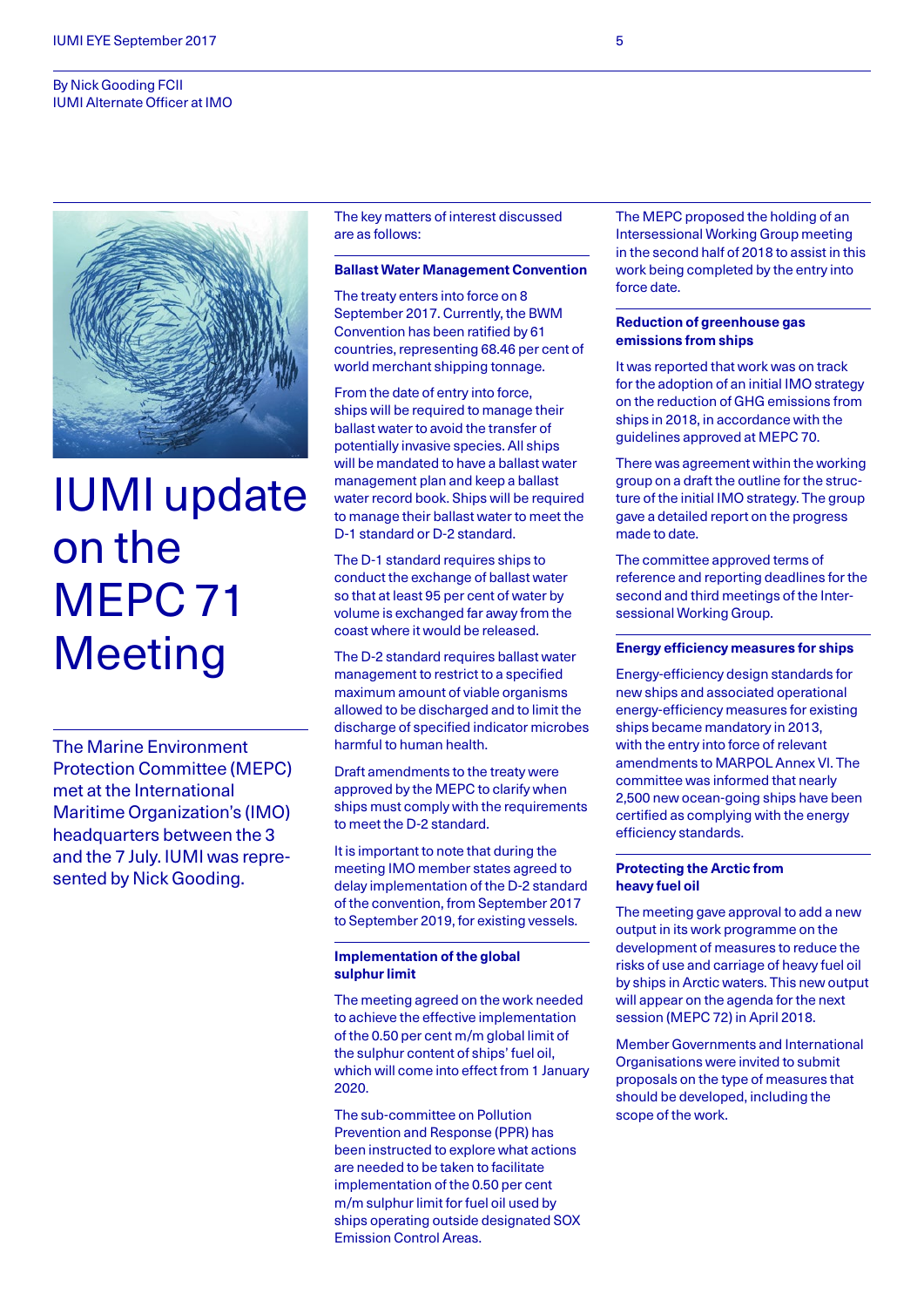By Nick Gooding FCII
IUMI Alternate Officer at IMO

# IUMI update on the MEPC 71 Meeting

The Marine Environment Protection Committee (MEPC) met at the International Maritime Organization's (IMO) headquarters between the 3 and the 7 July. IUMI was represented by Nick Gooding.

The key matters of interest discussed are as follows:

### Ballast Water Management Convention

The treaty enters into force on 8 September 2017. Currently, the BWM Convention has been ratified by 61 countries, representing 68.46 per cent of world merchant shipping tonnage.

From the date of entry into force, ships will be required to manage their ballast water to avoid the transfer of potentially invasive species. All ships will be mandated to have a ballast water management plan and keep a ballast water record book. Ships will be required to manage their ballast water to meet the D-1 standard or D-2 standard.

The D-1 standard requires ships to conduct the exchange of ballast water so that at least 95 per cent of water by volume is exchanged far away from the coast where it would be released.

The D-2 standard requires ballast water management to restrict to a specified maximum amount of viable organisms allowed to be discharged and to limit the discharge of specified indicator microbes harmful to human health.

Draft amendments to the treaty were approved by the MEPC to clarify when ships must comply with the requirements to meet the D-2 standard.

It is important to note that during the meeting IMO member states agreed to delay implementation of the D-2 standard of the convention, from September 2017 to September 2019, for existing vessels.

### Implementation of the global sulphur limit

The meeting agreed on the work needed to achieve the effective implementation of the 0.50 per cent m/m global limit of the sulphur content of ships' fuel oil, which will come into effect from 1 January 2020.

The sub-committee on Pollution Prevention and Response (PPR) has been instructed to explore what actions are needed to be taken to facilitate implementation of the 0.50 per cent m/m sulphur limit for fuel oil used by ships operating outside designated SOX Emission Control Areas.

The MEPC proposed the holding of an Intersessional Working Group meeting in the second half of 2018 to assist in this work being completed by the entry into force date.

### Reduction of greenhouse gas emissions from ships

It was reported that work was on track for the adoption of an initial IMO strategy on the reduction of GHG emissions from ships in 2018, in accordance with the guidelines approved at MEPC 70.

There was agreement within the working group on a draft the outline for the structure of the initial IMO strategy. The group gave a detailed report on the progress made to date.

The committee approved terms of reference and reporting deadlines for the second and third meetings of the Intersessional Working Group.

### Energy efficiency measures for ships

Energy-efficiency design standards for new ships and associated operational energy-efficiency measures for existing ships became mandatory in 2013, with the entry into force of relevant amendments to MARPOL Annex VI. The committee was informed that nearly 2,500 new ocean-going ships have been certified as complying with the energy efficiency standards.

### Protecting the Arctic from heavy fuel oil

The meeting gave approval to add a new output in its work programme on the development of measures to reduce the risks of use and carriage of heavy fuel oil by ships in Arctic waters. This new output will appear on the agenda for the next session (MEPC 72) in April 2018.

Member Governments and International Organisations were invited to submit proposals on the type of measures that should be developed, including the scope of the work.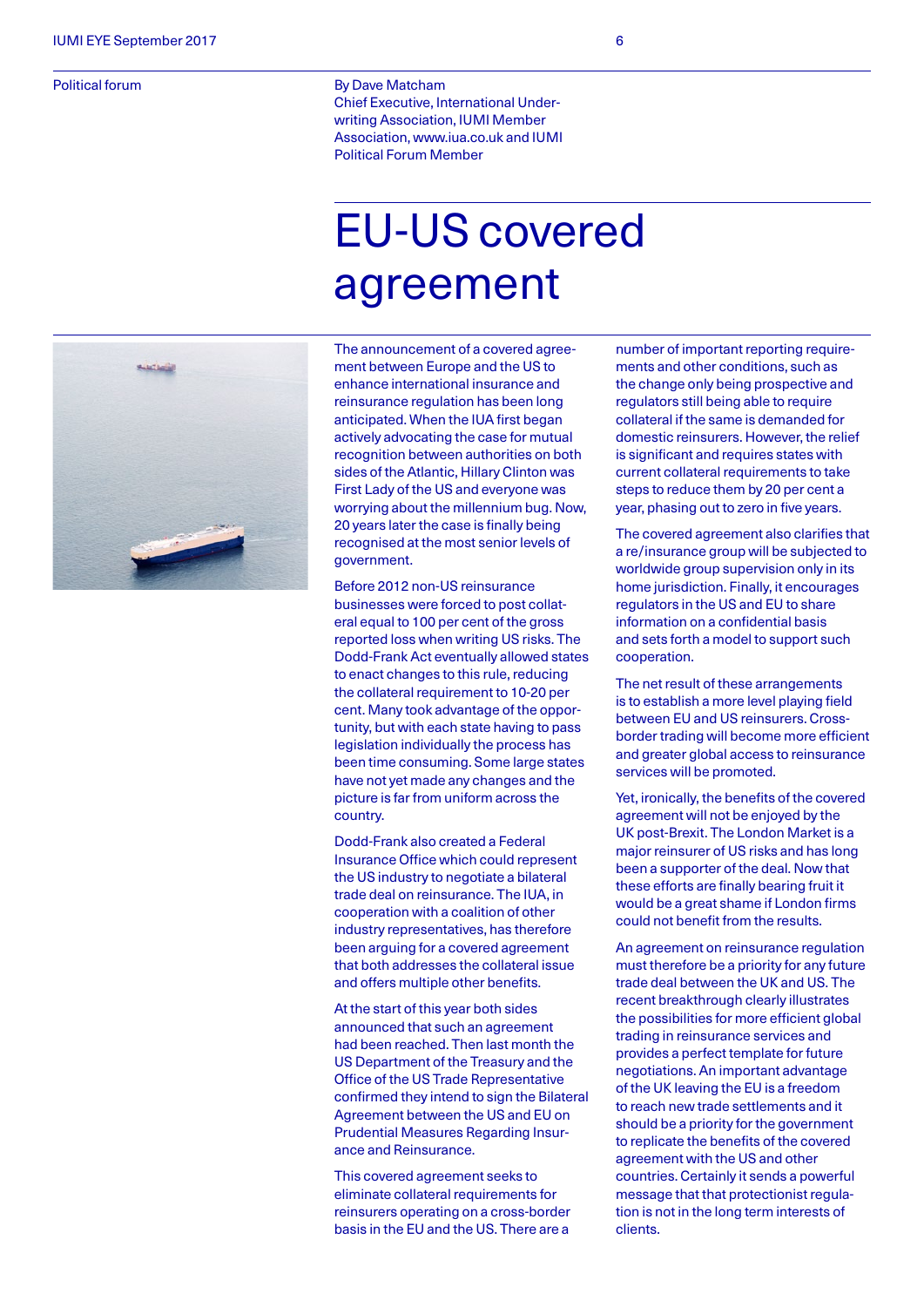Political forum

By Dave Matcham
Chief Executive, International Underwriting Association, IUMI Member Association, www.iua.co.uk and IUMI Political Forum Member

# EU-US covered agreement

The announcement of a covered agreement between Europe and the US to enhance international insurance and reinsurance regulation has been long anticipated. When the IUA first began actively advocating the case for mutual recognition between authorities on both sides of the Atlantic, Hillary Clinton was First Lady of the US and everyone was worrying about the millennium bug. Now, 20 years later the case is finally being recognised at the most senior levels of government.

Before 2012 non-US reinsurance businesses were forced to post collateral equal to 100 per cent of the gross reported loss when writing US risks. The Dodd-Frank Act eventually allowed states to enact changes to this rule, reducing the collateral requirement to 10-20 per cent. Many took advantage of the opportunity, but with each state having to pass legislation individually the process has been time consuming. Some large states have not yet made any changes and the picture is far from uniform across the country.

Dodd-Frank also created a Federal Insurance Office which could represent the US industry to negotiate a bilateral trade deal on reinsurance. The IUA, in cooperation with a coalition of other industry representatives, has therefore been arguing for a covered agreement that both addresses the collateral issue and offers multiple other benefits.

At the start of this year both sides announced that such an agreement had been reached. Then last month the US Department of the Treasury and the Office of the US Trade Representative confirmed they intend to sign the Bilateral Agreement between the US and EU on Prudential Measures Regarding Insurance and Reinsurance.

This covered agreement seeks to eliminate collateral requirements for reinsurers operating on a cross-border basis in the EU and the US. There are a number of important reporting requirements and other conditions, such as the change only being prospective and regulators still being able to require collateral if the same is demanded for domestic reinsurers. However, the relief is significant and requires states with current collateral requirements to take steps to reduce them by 20 per cent a year, phasing out to zero in five years.

The covered agreement also clarifies that a re/insurance group will be subjected to worldwide group supervision only in its home jurisdiction. Finally, it encourages regulators in the US and EU to share information on a confidential basis and sets forth a model to support such cooperation.

The net result of these arrangements is to establish a more level playing field between EU and US reinsurers. Cross-border trading will become more efficient and greater global access to reinsurance services will be promoted.

Yet, ironically, the benefits of the covered agreement will not be enjoyed by the UK post-Brexit. The London Market is a major reinsurer of US risks and has long been a supporter of the deal. Now that these efforts are finally bearing fruit it would be a great shame if London firms could not benefit from the results.

An agreement on reinsurance regulation must therefore be a priority for any future trade deal between the UK and US. The recent breakthrough clearly illustrates the possibilities for more efficient global trading in reinsurance services and provides a perfect template for future negotiations. An important advantage of the UK leaving the EU is a freedom to reach new trade settlements and it should be a priority for the government to replicate the benefits of the covered agreement with the US and other countries. Certainly it sends a powerful message that that protectionist regulation is not in the long term interests of clients.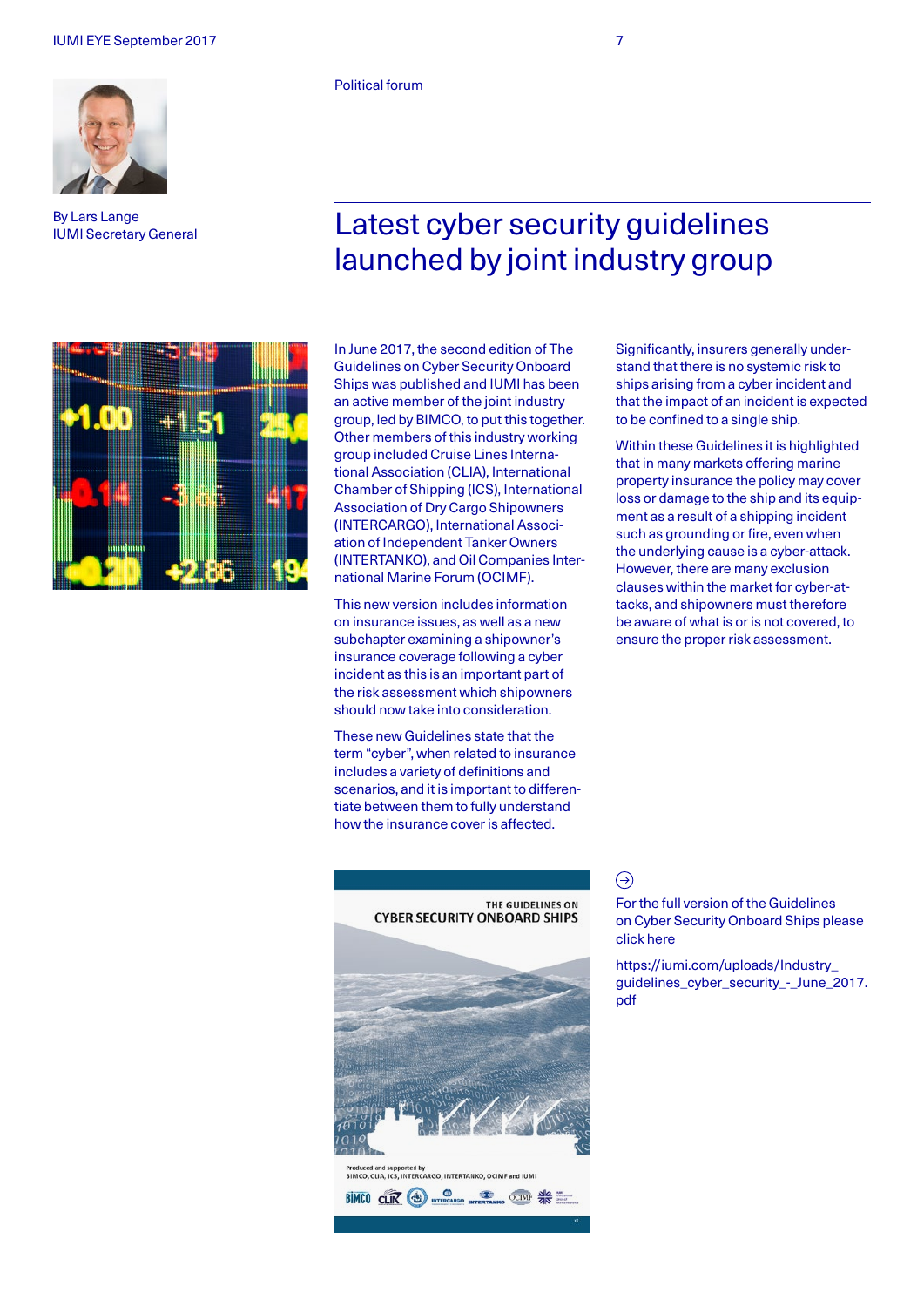Political forum

By Lars Lange
IUMI Secretary General

# Latest cyber security guidelines launched by joint industry group

In June 2017, the second edition of The Guidelines on Cyber Security Onboard Ships was published and IUMI has been an active member of the joint industry group, led by BIMCO, to put this together. Other members of this industry working group included Cruise Lines International Association (CLIA), International Chamber of Shipping (ICS), International Association of Dry Cargo Shipowners (INTERCARGO), International Association of Independent Tanker Owners (INTERTANKO), and Oil Companies International Marine Forum (OCIMF).

This new version includes information on insurance issues, as well as a new subchapter examining a shipowner's insurance coverage following a cyber incident as this is an important part of the risk assessment which shipowners should now take into consideration.

These new Guidelines state that the term "cyber", when related to insurance includes a variety of definitions and scenarios, and it is important to differentiate between them to fully understand how the insurance cover is affected.

Significantly, insurers generally understand that there is no systemic risk to ships arising from a cyber incident and that the impact of an incident is expected to be confined to a single ship.

Within these Guidelines it is highlighted that in many markets offering marine property insurance the policy may cover loss or damage to the ship and its equipment as a result of a shipping incident such as grounding or fire, even when the underlying cause is a cyber-attack. However, there are many exclusion clauses within the market for cyber-attacks, and shipowners must therefore be aware of what is or is not covered, to ensure the proper risk assessment.

For the full version of the Guidelines on Cyber Security Onboard Ships please click here

https://iumi.com/uploads/Industry_guidelines_cyber_security_-_June_2017.pdf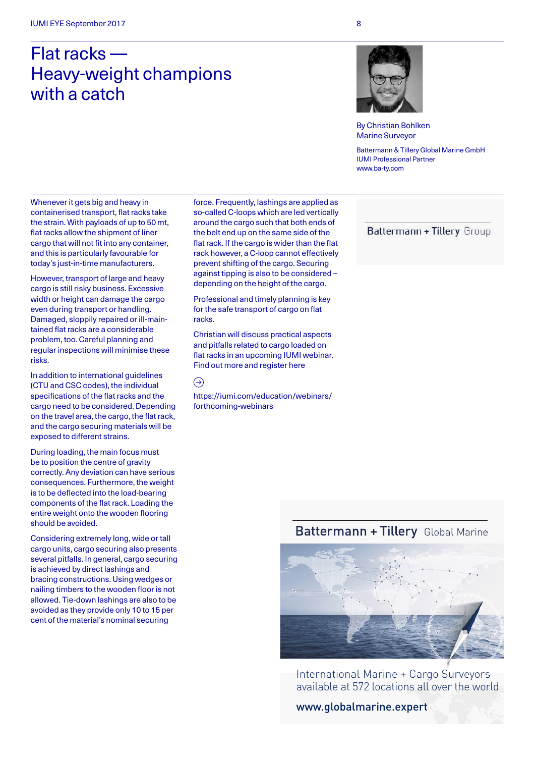# Flat racks — Heavy-weight champions with a catch

By Christian Bohlken
Marine Surveyor

Battermann & Tillery Global Marine GmbH
IUMI Professional Partner
www.ba-ty.com

Whenever it gets big and heavy in containerised transport, flat racks take the strain. With payloads of up to 50 mt, flat racks allow the shipment of liner cargo that will not fit into any container, and this is particularly favourable for today's just-in-time manufacturers.

However, transport of large and heavy cargo is still risky business. Excessive width or height can damage the cargo even during transport or handling. Damaged, sloppily repaired or ill-maintained flat racks are a considerable problem, too. Careful planning and regular inspections will minimise these risks.

In addition to international guidelines (CTU and CSC codes), the individual specifications of the flat racks and the cargo need to be considered. Depending on the travel area, the cargo, the flat rack, and the cargo securing materials will be exposed to different strains.

During loading, the main focus must be to position the centre of gravity correctly. Any deviation can have serious consequences. Furthermore, the weight is to be deflected into the load-bearing components of the flat rack. Loading the entire weight onto the wooden flooring should be avoided.

Considering extremely long, wide or tall cargo units, cargo securing also presents several pitfalls. In general, cargo securing is achieved by direct lashings and bracing constructions. Using wedges or nailing timbers to the wooden floor is not allowed. Tie-down lashings are also to be avoided as they provide only 10 to 15 per cent of the material's nominal securing force. Frequently, lashings are applied as so-called C-loops which are led vertically around the cargo such that both ends of the belt end up on the same side of the flat rack. If the cargo is wider than the flat rack however, a C-loop cannot effectively prevent shifting of the cargo. Securing against tipping is also to be considered – depending on the height of the cargo.

Professional and timely planning is key for the safe transport of cargo on flat racks.

Christian will discuss practical aspects and pitfalls related to cargo loaded on flat racks in an upcoming IUMI webinar. Find out more and register here

https://iumi.com/education/webinars/forthcoming-webinars

Battermann + Tillery Group

Battermann + Tillery Global Marine

International Marine + Cargo Surveyors available at 572 locations all over the world

www.globalmarine.expert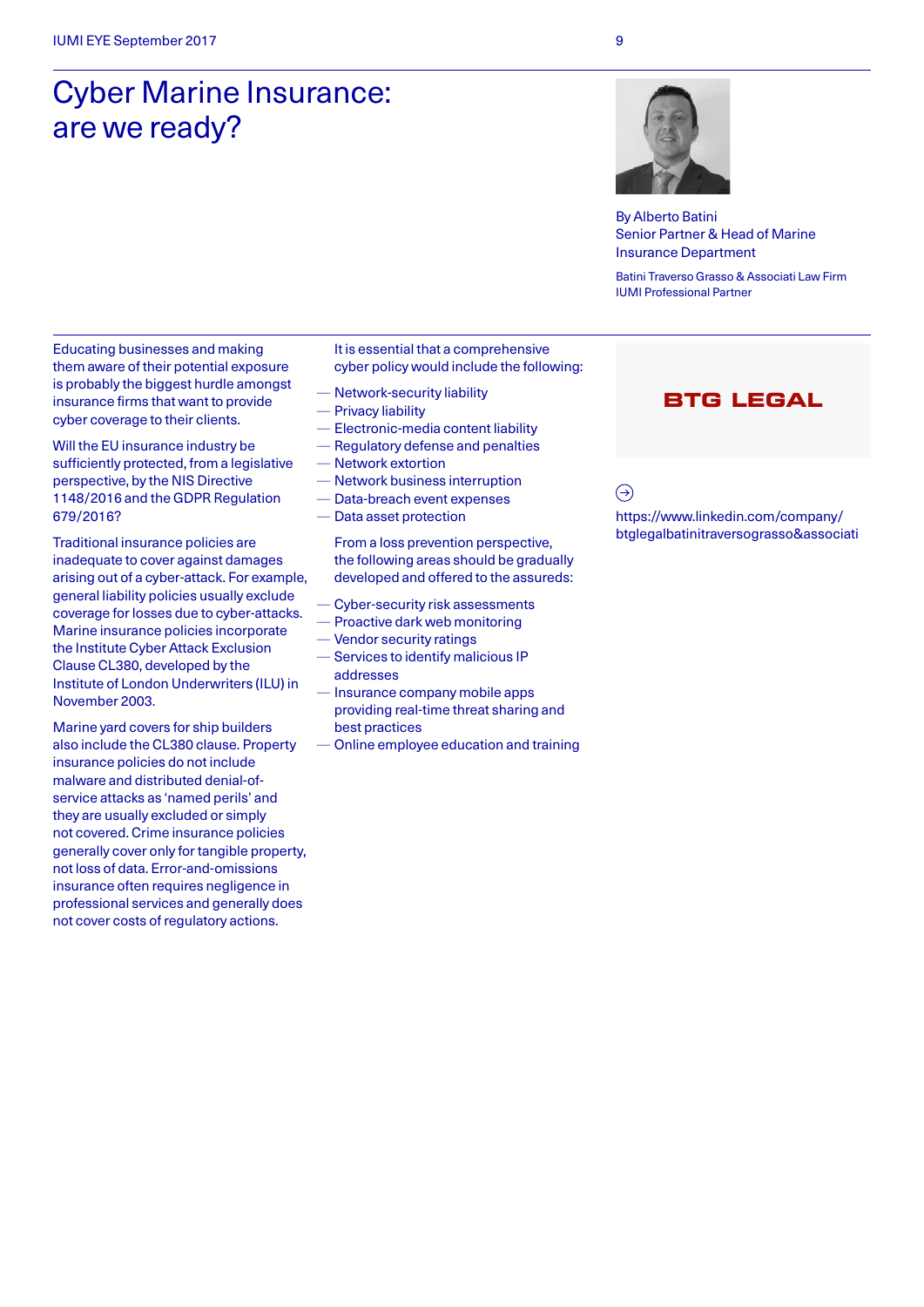# Cyber Marine Insurance: are we ready?

By Alberto Batini
Senior Partner & Head of Marine Insurance Department

Batini Traverso Grasso & Associati Law Firm
IUMI Professional Partner

Educating businesses and making them aware of their potential exposure is probably the biggest hurdle amongst insurance firms that want to provide cyber coverage to their clients.

Will the EU insurance industry be sufficiently protected, from a legislative perspective, by the NIS Directive 1148/2016 and the GDPR Regulation 679/2016?

Traditional insurance policies are inadequate to cover against damages arising out of a cyber-attack. For example, general liability policies usually exclude coverage for losses due to cyber-attacks. Marine insurance policies incorporate the Institute Cyber Attack Exclusion Clause CL380, developed by the Institute of London Underwriters (ILU) in November 2003.

Marine yard covers for ship builders also include the CL380 clause. Property insurance policies do not include malware and distributed denial-of-service attacks as 'named perils' and they are usually excluded or simply not covered. Crime insurance policies generally cover only for tangible property, not loss of data. Error-and-omissions insurance often requires negligence in professional services and generally does not cover costs of regulatory actions.

It is essential that a comprehensive cyber policy would include the following:

- Network-security liability
- Privacy liability
- Electronic-media content liability
- Regulatory defense and penalties
- Network extortion
- Network business interruption
- Data-breach event expenses
- Data asset protection

From a loss prevention perspective, the following areas should be gradually developed and offered to the assureds:

- Cyber-security risk assessments
- Proactive dark web monitoring
- Vendor security ratings
- Services to identify malicious IP addresses
- Insurance company mobile apps providing real-time threat sharing and best practices
- Online employee education and training

BTG LEGAL

https://www.linkedin.com/company/btglegalbatinitraversograsso&associati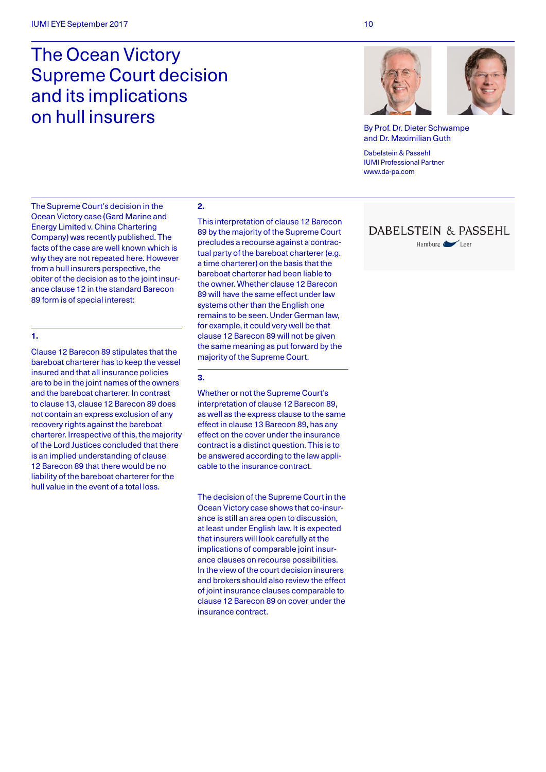# The Ocean Victory Supreme Court decision and its implications on hull insurers

By Prof. Dr. Dieter Schwampe and Dr. Maximilian Guth

Dabelstein & Passehl
IUMI Professional Partner
www.da-pa.com

The Supreme Court's decision in the Ocean Victory case (Gard Marine and Energy Limited v. China Chartering Company) was recently published. The facts of the case are well known which is why they are not repeated here. However from a hull insurers perspective, the obiter of the decision as to the joint insurance clause 12 in the standard Barecon 89 form is of special interest:

**1.**

Clause 12 Barecon 89 stipulates that the bareboat charterer has to keep the vessel insured and that all insurance policies are to be in the joint names of the owners and the bareboat charterer. In contrast to clause 13, clause 12 Barecon 89 does not contain an express exclusion of any recovery rights against the bareboat charterer. Irrespective of this, the majority of the Lord Justices concluded that there is an implied understanding of clause 12 Barecon 89 that there would be no liability of the bareboat charterer for the hull value in the event of a total loss.

**2.**

This interpretation of clause 12 Barecon 89 by the majority of the Supreme Court precludes a recourse against a contractual party of the bareboat charterer (e.g. a time charterer) on the basis that the bareboat charterer had been liable to the owner. Whether clause 12 Barecon 89 will have the same effect under law systems other than the English one remains to be seen. Under German law, for example, it could very well be that clause 12 Barecon 89 will not be given the same meaning as put forward by the majority of the Supreme Court.

**3.**

Whether or not the Supreme Court's interpretation of clause 12 Barecon 89, as well as the express clause to the same effect in clause 13 Barecon 89, has any effect on the cover under the insurance contract is a distinct question. This is to be answered according to the law applicable to the insurance contract.

The decision of the Supreme Court in the Ocean Victory case shows that co-insurance is still an area open to discussion, at least under English law. It is expected that insurers will look carefully at the implications of comparable joint insurance clauses on recourse possibilities. In the view of the court decision insurers and brokers should also review the effect of joint insurance clauses comparable to clause 12 Barecon 89 on cover under the insurance contract.

DABELSTEIN & PASSEHL
Hamburg Leer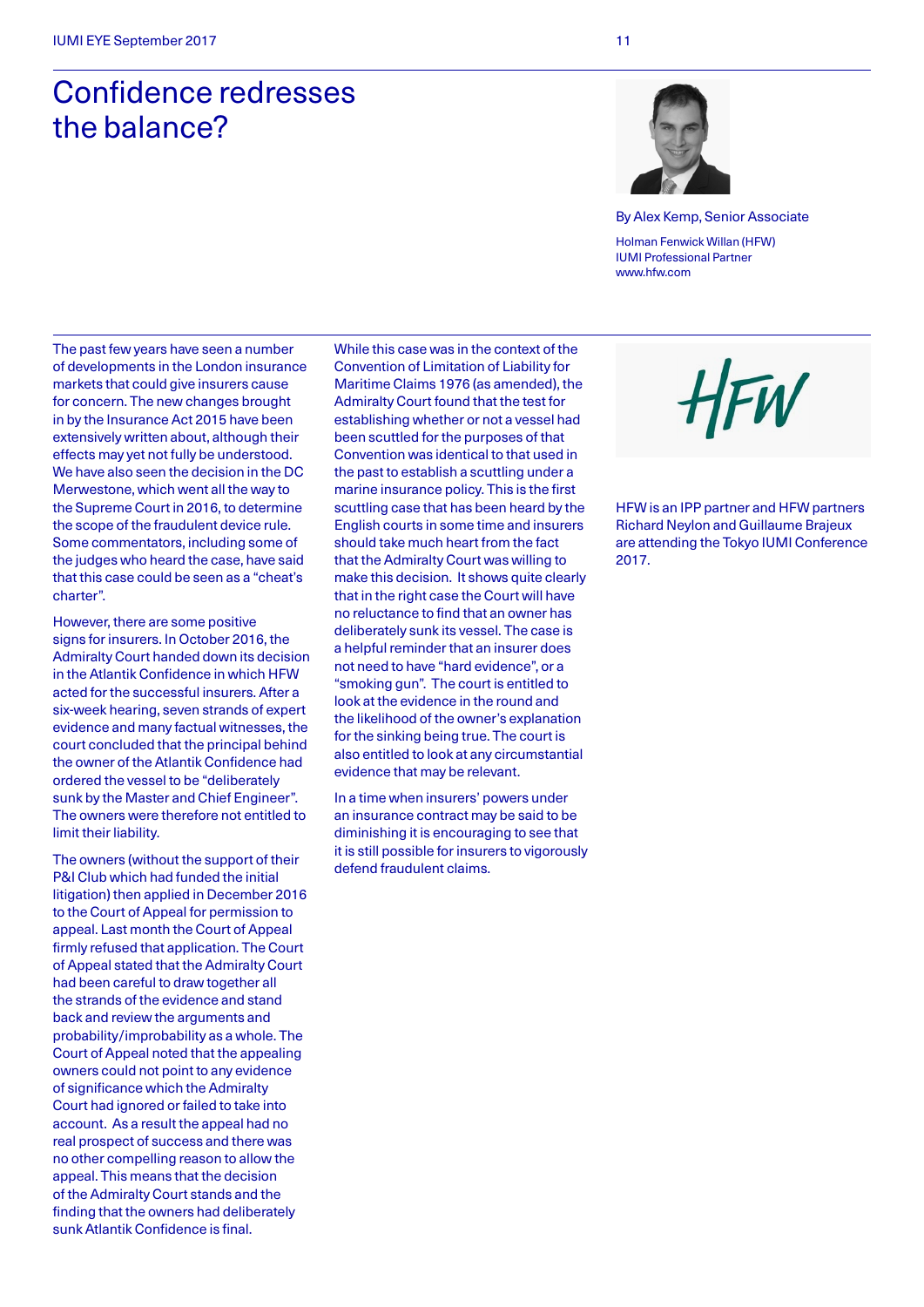# Confidence redresses the balance?

By Alex Kemp, Senior Associate

Holman Fenwick Willan (HFW)
IUMI Professional Partner
www.hfw.com

The past few years have seen a number of developments in the London insurance markets that could give insurers cause for concern. The new changes brought in by the Insurance Act 2015 have been extensively written about, although their effects may yet not fully be understood. We have also seen the decision in the DC Merwestone, which went all the way to the Supreme Court in 2016, to determine the scope of the fraudulent device rule. Some commentators, including some of the judges who heard the case, have said that this case could be seen as a "cheat's charter".

However, there are some positive signs for insurers. In October 2016, the Admiralty Court handed down its decision in the Atlantik Confidence in which HFW acted for the successful insurers. After a six-week hearing, seven strands of expert evidence and many factual witnesses, the court concluded that the principal behind the owner of the Atlantik Confidence had ordered the vessel to be "deliberately sunk by the Master and Chief Engineer". The owners were therefore not entitled to limit their liability.

The owners (without the support of their P&I Club which had funded the initial litigation) then applied in December 2016 to the Court of Appeal for permission to appeal. Last month the Court of Appeal firmly refused that application. The Court of Appeal stated that the Admiralty Court had been careful to draw together all the strands of the evidence and stand back and review the arguments and probability/improbability as a whole. The Court of Appeal noted that the appealing owners could not point to any evidence of significance which the Admiralty Court had ignored or failed to take into account. As a result the appeal had no real prospect of success and there was no other compelling reason to allow the appeal. This means that the decision of the Admiralty Court stands and the finding that the owners had deliberately sunk Atlantik Confidence is final.

While this case was in the context of the Convention of Limitation of Liability for Maritime Claims 1976 (as amended), the Admiralty Court found that the test for establishing whether or not a vessel had been scuttled for the purposes of that Convention was identical to that used in the past to establish a scuttling under a marine insurance policy. This is the first scuttling case that has been heard by the English courts in some time and insurers should take much heart from the fact that the Admiralty Court was willing to make this decision. It shows quite clearly that in the right case the Court will have no reluctance to find that an owner has deliberately sunk its vessel. The case is a helpful reminder that an insurer does not need to have "hard evidence", or a "smoking gun". The court is entitled to look at the evidence in the round and the likelihood of the owner's explanation for the sinking being true. The court is also entitled to look at any circumstantial evidence that may be relevant.

In a time when insurers' powers under an insurance contract may be said to be diminishing it is encouraging to see that it is still possible for insurers to vigorously defend fraudulent claims.

HFW

HFW is an IPP partner and HFW partners Richard Neylon and Guillaume Brajeux are attending the Tokyo IUMI Conference 2017.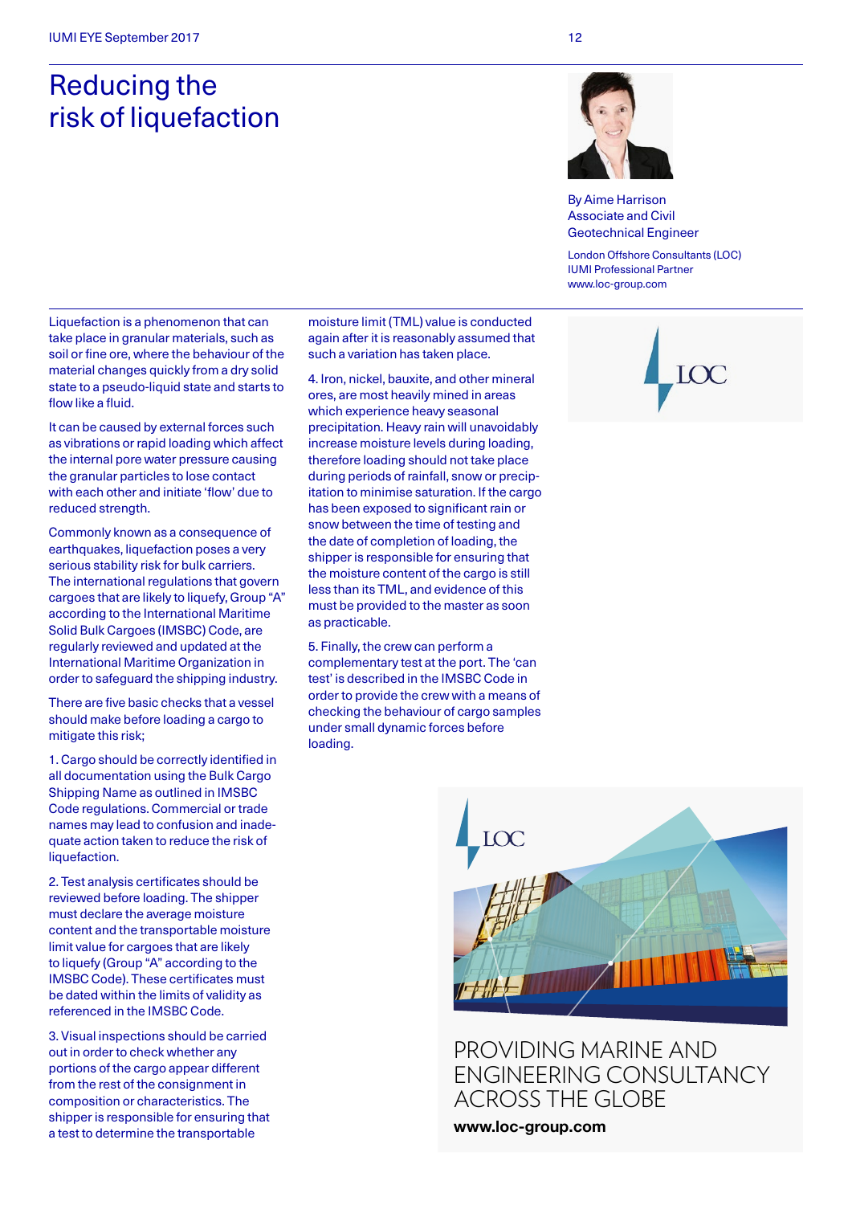# Reducing the risk of liquefaction

By Aime Harrison
Associate and Civil Geotechnical Engineer

London Offshore Consultants (LOC)
IUMI Professional Partner
www.loc-group.com

Liquefaction is a phenomenon that can take place in granular materials, such as soil or fine ore, where the behaviour of the material changes quickly from a dry solid state to a pseudo-liquid state and starts to flow like a fluid.

It can be caused by external forces such as vibrations or rapid loading which affect the internal pore water pressure causing the granular particles to lose contact with each other and initiate 'flow' due to reduced strength.

Commonly known as a consequence of earthquakes, liquefaction poses a very serious stability risk for bulk carriers. The international regulations that govern cargoes that are likely to liquefy, Group "A" according to the International Maritime Solid Bulk Cargoes (IMSBC) Code, are regularly reviewed and updated at the International Maritime Organization in order to safeguard the shipping industry.

There are five basic checks that a vessel should make before loading a cargo to mitigate this risk;

1. Cargo should be correctly identified in all documentation using the Bulk Cargo Shipping Name as outlined in IMSBC Code regulations. Commercial or trade names may lead to confusion and inadequate action taken to reduce the risk of liquefaction.

2. Test analysis certificates should be reviewed before loading. The shipper must declare the average moisture content and the transportable moisture limit value for cargoes that are likely to liquefy (Group "A" according to the IMSBC Code). These certificates must be dated within the limits of validity as referenced in the IMSBC Code.

3. Visual inspections should be carried out in order to check whether any portions of the cargo appear different from the rest of the consignment in composition or characteristics. The shipper is responsible for ensuring that a test to determine the transportable moisture limit (TML) value is conducted again after it is reasonably assumed that such a variation has taken place.

4. Iron, nickel, bauxite, and other mineral ores, are most heavily mined in areas which experience heavy seasonal precipitation. Heavy rain will unavoidably increase moisture levels during loading, therefore loading should not take place during periods of rainfall, snow or precipitation to minimise saturation. If the cargo has been exposed to significant rain or snow between the time of testing and the date of completion of loading, the shipper is responsible for ensuring that the moisture content of the cargo is still less than its TML, and evidence of this must be provided to the master as soon as practicable.

5. Finally, the crew can perform a complementary test at the port. The 'can test' is described in the IMSBC Code in order to provide the crew with a means of checking the behaviour of cargo samples under small dynamic forces before loading.

LOC

PROVIDING MARINE AND ENGINEERING CONSULTANCY ACROSS THE GLOBE

**www.loc-group.com**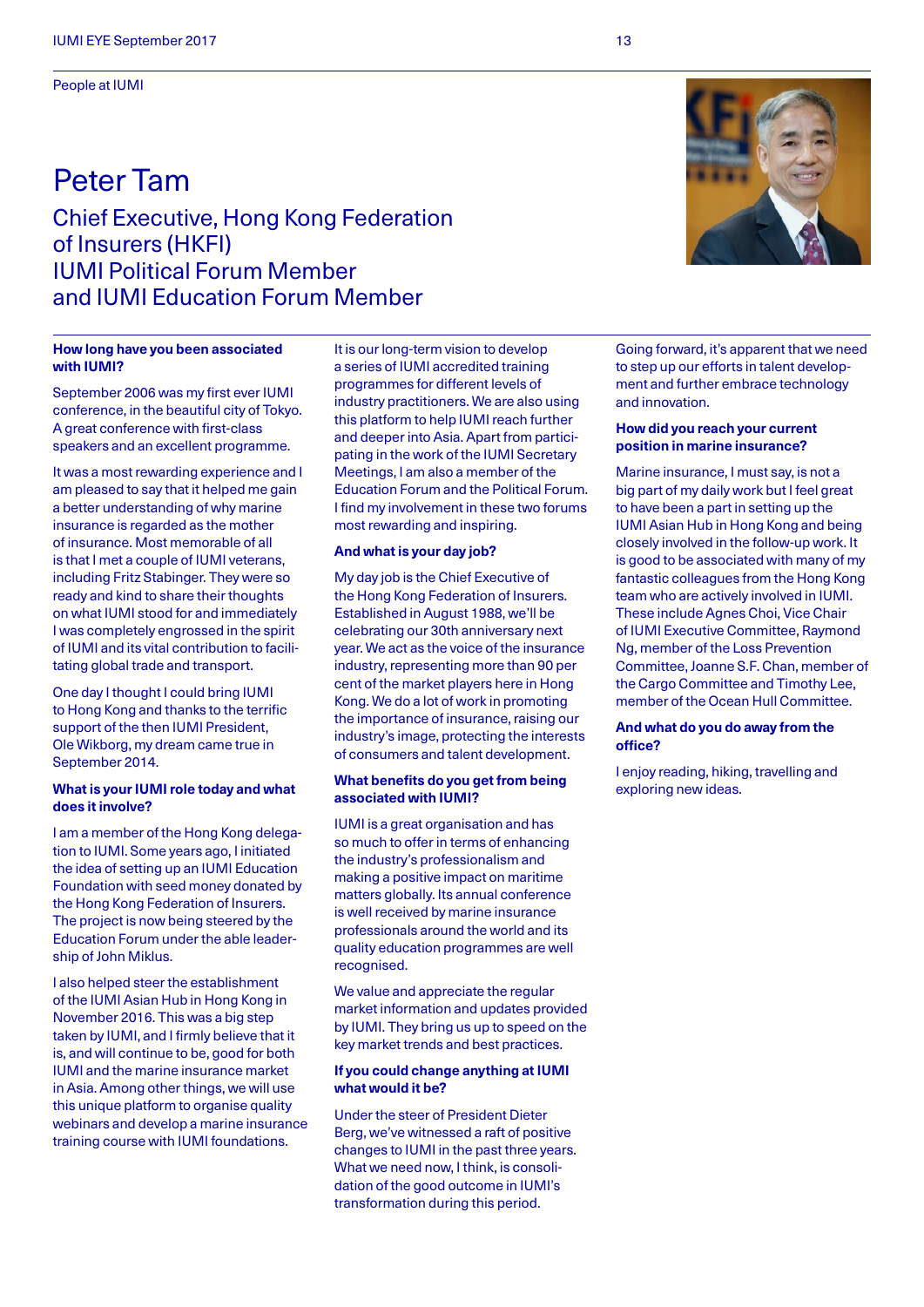People at IUMI

# Peter Tam

## Chief Executive, Hong Kong Federation of Insurers (HKFI)
## IUMI Political Forum Member and IUMI Education Forum Member

**How long have you been associated with IUMI?**

September 2006 was my first ever IUMI conference, in the beautiful city of Tokyo. A great conference with first-class speakers and an excellent programme.

It was a most rewarding experience and I am pleased to say that it helped me gain a better understanding of why marine insurance is regarded as the mother of insurance. Most memorable of all is that I met a couple of IUMI veterans, including Fritz Stabinger. They were so ready and kind to share their thoughts on what IUMI stood for and immediately I was completely engrossed in the spirit of IUMI and its vital contribution to facilitating global trade and transport.

One day I thought I could bring IUMI to Hong Kong and thanks to the terrific support of the then IUMI President, Ole Wikborg, my dream came true in September 2014.

**What is your IUMI role today and what does it involve?**

I am a member of the Hong Kong delegation to IUMI. Some years ago, I initiated the idea of setting up an IUMI Education Foundation with seed money donated by the Hong Kong Federation of Insurers. The project is now being steered by the Education Forum under the able leadership of John Miklus.

I also helped steer the establishment of the IUMI Asian Hub in Hong Kong in November 2016. This was a big step taken by IUMI, and I firmly believe that it is, and will continue to be, good for both IUMI and the marine insurance market in Asia. Among other things, we will use this unique platform to organise quality webinars and develop a marine insurance training course with IUMI foundations.

It is our long-term vision to develop a series of IUMI accredited training programmes for different levels of industry practitioners. We are also using this platform to help IUMI reach further and deeper into Asia. Apart from participating in the work of the IUMI Secretary Meetings, I am also a member of the Education Forum and the Political Forum. I find my involvement in these two forums most rewarding and inspiring.

**And what is your day job?**

My day job is the Chief Executive of the Hong Kong Federation of Insurers. Established in August 1988, we'll be celebrating our 30th anniversary next year. We act as the voice of the insurance industry, representing more than 90 per cent of the market players here in Hong Kong. We do a lot of work in promoting the importance of insurance, raising our industry's image, protecting the interests of consumers and talent development.

**What benefits do you get from being associated with IUMI?**

IUMI is a great organisation and has so much to offer in terms of enhancing the industry's professionalism and making a positive impact on maritime matters globally. Its annual conference is well received by marine insurance professionals around the world and its quality education programmes are well recognised.

We value and appreciate the regular market information and updates provided by IUMI. They bring us up to speed on the key market trends and best practices.

**If you could change anything at IUMI what would it be?**

Under the steer of President Dieter Berg, we've witnessed a raft of positive changes to IUMI in the past three years. What we need now, I think, is consolidation of the good outcome in IUMI's transformation during this period.

Going forward, it's apparent that we need to step up our efforts in talent development and further embrace technology and innovation.

**How did you reach your current position in marine insurance?**

Marine insurance, I must say, is not a big part of my daily work but I feel great to have been a part in setting up the IUMI Asian Hub in Hong Kong and being closely involved in the follow-up work. It is good to be associated with many of my fantastic colleagues from the Hong Kong team who are actively involved in IUMI. These include Agnes Choi, Vice Chair of IUMI Executive Committee, Raymond Ng, member of the Loss Prevention Committee, Joanne S.F. Chan, member of the Cargo Committee and Timothy Lee, member of the Ocean Hull Committee.

**And what do you do away from the office?**

I enjoy reading, hiking, travelling and exploring new ideas.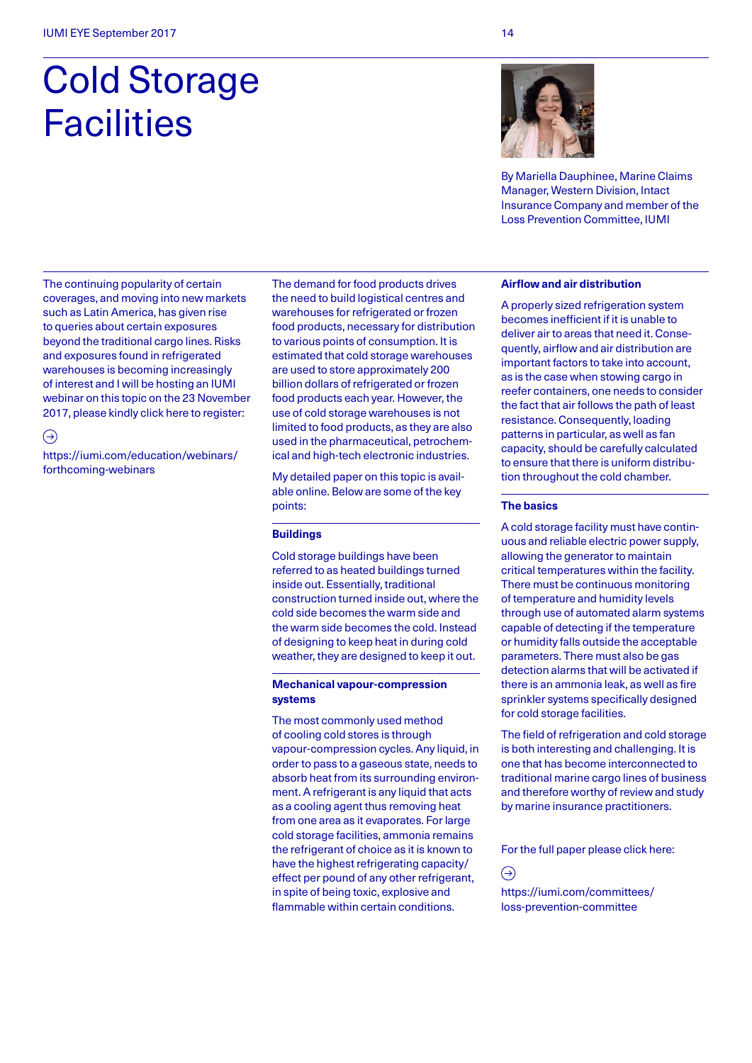# Cold Storage Facilities

By Mariella Dauphinee, Marine Claims Manager, Western Division, Intact Insurance Company and member of the Loss Prevention Committee, IUMI

The continuing popularity of certain coverages, and moving into new markets such as Latin America, has given rise to queries about certain exposures beyond the traditional cargo lines. Risks and exposures found in refrigerated warehouses is becoming increasingly of interest and I will be hosting an IUMI webinar on this topic on the 23 November 2017, please kindly click here to register:

https://iumi.com/education/webinars/forthcoming-webinars

The demand for food products drives the need to build logistical centres and warehouses for refrigerated or frozen food products, necessary for distribution to various points of consumption. It is estimated that cold storage warehouses are used to store approximately 200 billion dollars of refrigerated or frozen food products each year. However, the use of cold storage warehouses is not limited to food products, as they are also used in the pharmaceutical, petrochemical and high-tech electronic industries.

My detailed paper on this topic is available online. Below are some of the key points:

### Buildings

Cold storage buildings have been referred to as heated buildings turned inside out. Essentially, traditional construction turned inside out, where the cold side becomes the warm side and the warm side becomes the cold. Instead of designing to keep heat in during cold weather, they are designed to keep it out.

### Mechanical vapour-compression systems

The most commonly used method of cooling cold stores is through vapour-compression cycles. Any liquid, in order to pass to a gaseous state, needs to absorb heat from its surrounding environment. A refrigerant is any liquid that acts as a cooling agent thus removing heat from one area as it evaporates. For large cold storage facilities, ammonia remains the refrigerant of choice as it is known to have the highest refrigerating capacity/effect per pound of any other refrigerant, in spite of being toxic, explosive and flammable within certain conditions.

### Airflow and air distribution

A properly sized refrigeration system becomes inefficient if it is unable to deliver air to areas that need it. Consequently, airflow and air distribution are important factors to take into account, as is the case when stowing cargo in reefer containers, one needs to consider the fact that air follows the path of least resistance. Consequently, loading patterns in particular, as well as fan capacity, should be carefully calculated to ensure that there is uniform distribution throughout the cold chamber.

### The basics

A cold storage facility must have continuous and reliable electric power supply, allowing the generator to maintain critical temperatures within the facility. There must be continuous monitoring of temperature and humidity levels through use of automated alarm systems capable of detecting if the temperature or humidity falls outside the acceptable parameters. There must also be gas detection alarms that will be activated if there is an ammonia leak, as well as fire sprinkler systems specifically designed for cold storage facilities.

The field of refrigeration and cold storage is both interesting and challenging. It is one that has become interconnected to traditional marine cargo lines of business and therefore worthy of review and study by marine insurance practitioners.

For the full paper please click here:

https://iumi.com/committees/loss-prevention-committee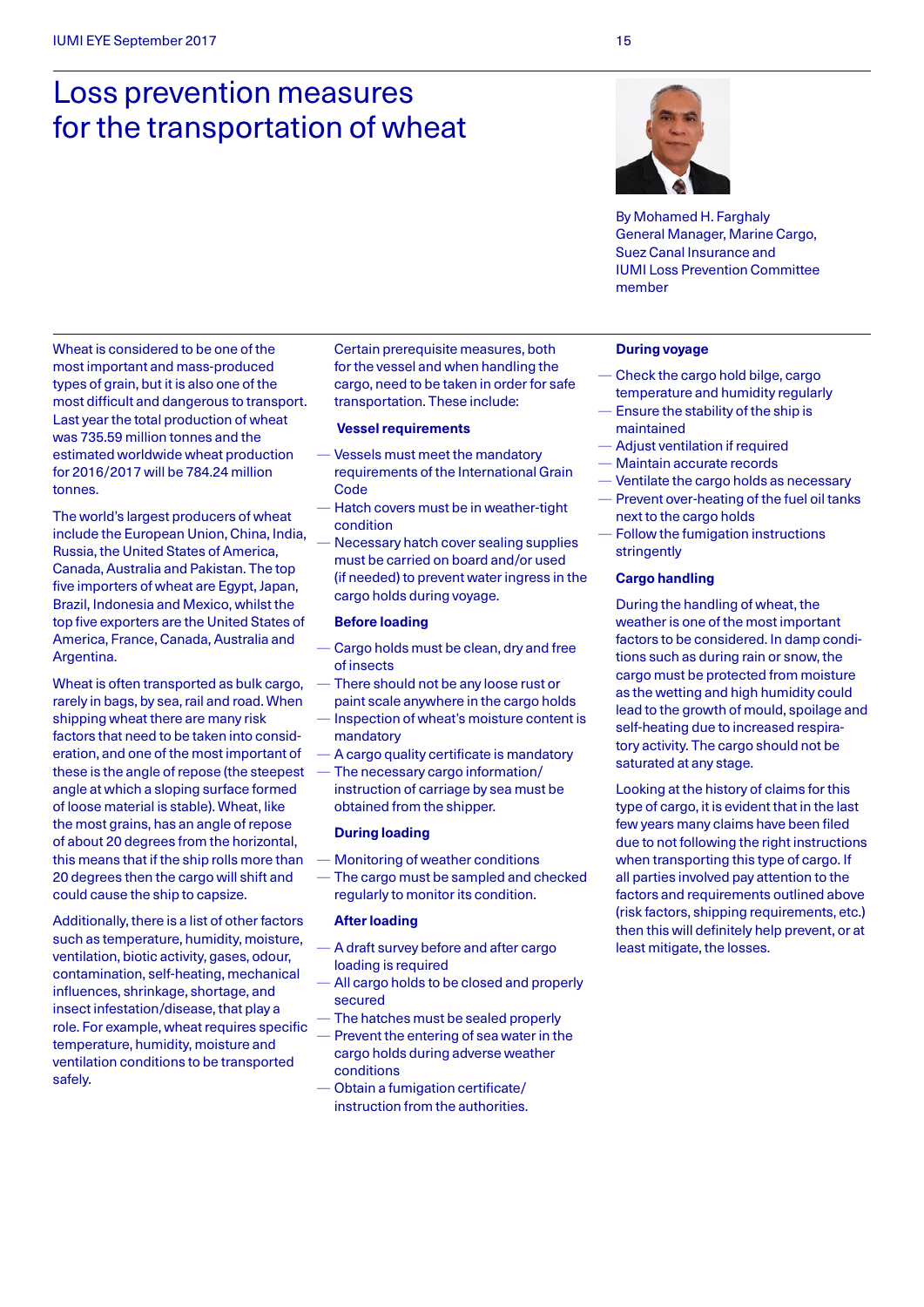# Loss prevention measures for the transportation of wheat

By Mohamed H. Farghaly
General Manager, Marine Cargo, Suez Canal Insurance and IUMI Loss Prevention Committee member

Wheat is considered to be one of the most important and mass-produced types of grain, but it is also one of the most difficult and dangerous to transport. Last year the total production of wheat was 735.59 million tonnes and the estimated worldwide wheat production for 2016/2017 will be 784.24 million tonnes.

The world's largest producers of wheat include the European Union, China, India, Russia, the United States of America, Canada, Australia and Pakistan. The top five importers of wheat are Egypt, Japan, Brazil, Indonesia and Mexico, whilst the top five exporters are the United States of America, France, Canada, Australia and Argentina.

Wheat is often transported as bulk cargo, rarely in bags, by sea, rail and road. When shipping wheat there are many risk factors that need to be taken into consideration, and one of the most important of these is the angle of repose (the steepest angle at which a sloping surface formed of loose material is stable). Wheat, like the most grains, has an angle of repose of about 20 degrees from the horizontal, this means that if the ship rolls more than 20 degrees then the cargo will shift and could cause the ship to capsize.

Additionally, there is a list of other factors such as temperature, humidity, moisture, ventilation, biotic activity, gases, odour, contamination, self-heating, mechanical influences, shrinkage, shortage, and insect infestation/disease, that play a role. For example, wheat requires specific temperature, humidity, moisture and ventilation conditions to be transported safely.

Certain prerequisite measures, both for the vessel and when handling the cargo, need to be taken in order for safe transportation. These include:

**Vessel requirements**

- Vessels must meet the mandatory requirements of the International Grain Code
- Hatch covers must be in weather-tight condition
- Necessary hatch cover sealing supplies must be carried on board and/or used (if needed) to prevent water ingress in the cargo holds during voyage.

**Before loading**

- Cargo holds must be clean, dry and free of insects
- There should not be any loose rust or paint scale anywhere in the cargo holds
- Inspection of wheat's moisture content is mandatory
- A cargo quality certificate is mandatory
- The necessary cargo information/ instruction of carriage by sea must be obtained from the shipper.

**During loading**

- Monitoring of weather conditions
- The cargo must be sampled and checked regularly to monitor its condition.

**After loading**

- A draft survey before and after cargo loading is required
- All cargo holds to be closed and properly secured
- The hatches must be sealed properly
- Prevent the entering of sea water in the cargo holds during adverse weather conditions
- Obtain a fumigation certificate/ instruction from the authorities.

**During voyage**

- Check the cargo hold bilge, cargo temperature and humidity regularly
- Ensure the stability of the ship is maintained
- Adjust ventilation if required
- Maintain accurate records
- Ventilate the cargo holds as necessary
- Prevent over-heating of the fuel oil tanks next to the cargo holds
- Follow the fumigation instructions stringently

**Cargo handling**

During the handling of wheat, the weather is one of the most important factors to be considered. In damp conditions such as during rain or snow, the cargo must be protected from moisture as the wetting and high humidity could lead to the growth of mould, spoilage and self-heating due to increased respiratory activity. The cargo should not be saturated at any stage.

Looking at the history of claims for this type of cargo, it is evident that in the last few years many claims have been filed due to not following the right instructions when transporting this type of cargo. If all parties involved pay attention to the factors and requirements outlined above (risk factors, shipping requirements, etc.) then this will definitely help prevent, or at least mitigate, the losses.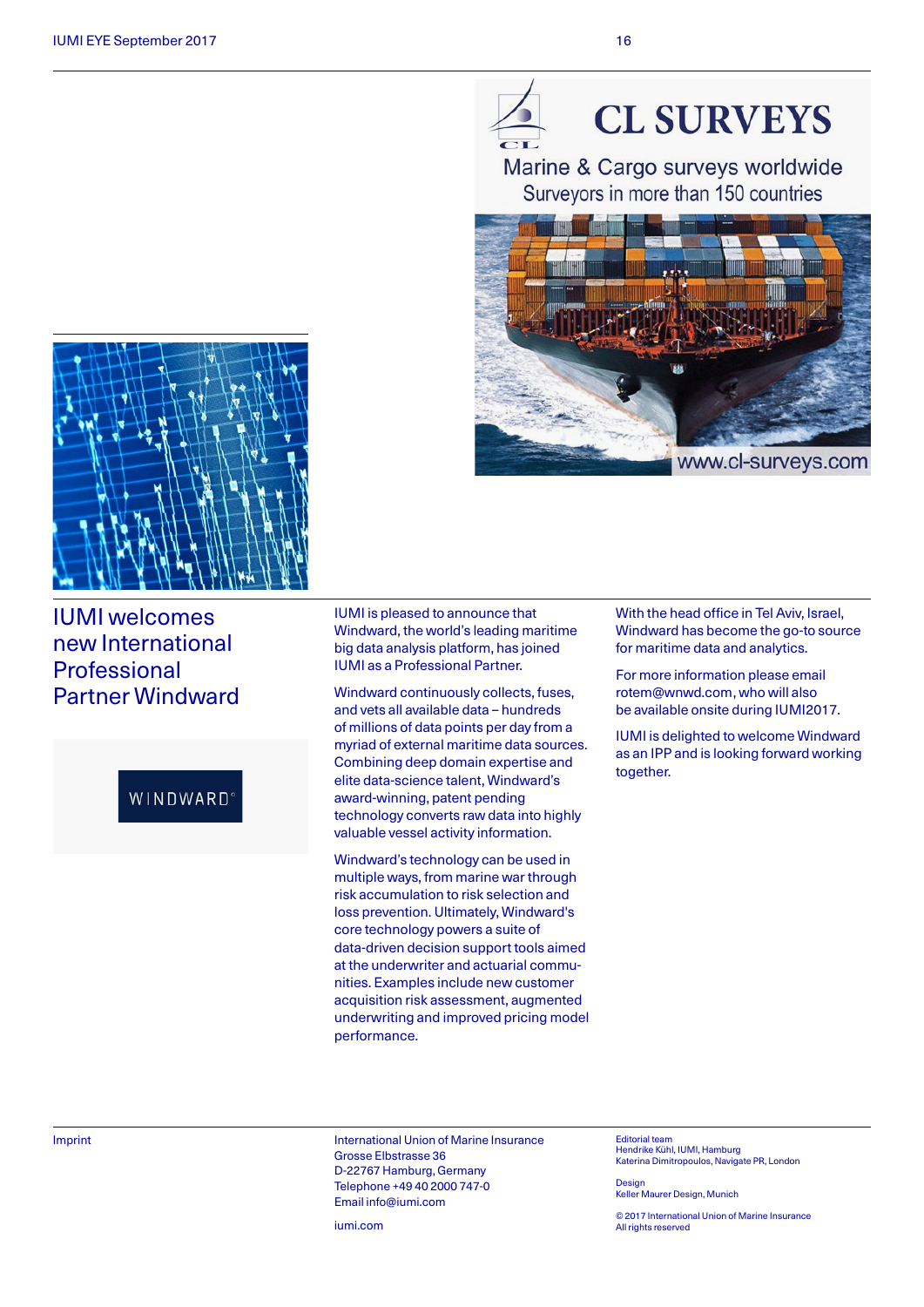CL SURVEYS

Marine & Cargo surveys worldwide
Surveyors in more than 150 countries

www.cl-surveys.com

# IUMI welcomes new International Professional Partner Windward

WINDWARD

IUMI is pleased to announce that Windward, the world's leading maritime big data analysis platform, has joined IUMI as a Professional Partner.

Windward continuously collects, fuses, and vets all available data – hundreds of millions of data points per day from a myriad of external maritime data sources. Combining deep domain expertise and elite data-science talent, Windward's award-winning, patent pending technology converts raw data into highly valuable vessel activity information.

Windward's technology can be used in multiple ways, from marine war through risk accumulation to risk selection and loss prevention. Ultimately, Windward's core technology powers a suite of data-driven decision support tools aimed at the underwriter and actuarial communities. Examples include new customer acquisition risk assessment, augmented underwriting and improved pricing model performance.

With the head office in Tel Aviv, Israel, Windward has become the go-to source for maritime data and analytics.

For more information please email rotem@wnwd.com, who will also be available onsite during IUMI2017.

IUMI is delighted to welcome Windward as an IPP and is looking forward working together.

Imprint

International Union of Marine Insurance
Grosse Elbstrasse 36
D-22767 Hamburg, Germany
Telephone +49 40 2000 747-0
Email info@iumi.com

iumi.com

Editorial team
Hendrike Kühl, IUMI, Hamburg
Katerina Dimitropoulos, Navigate PR, London

Design
Keller Maurer Design, Munich

© 2017 International Union of Marine Insurance
All rights reserved